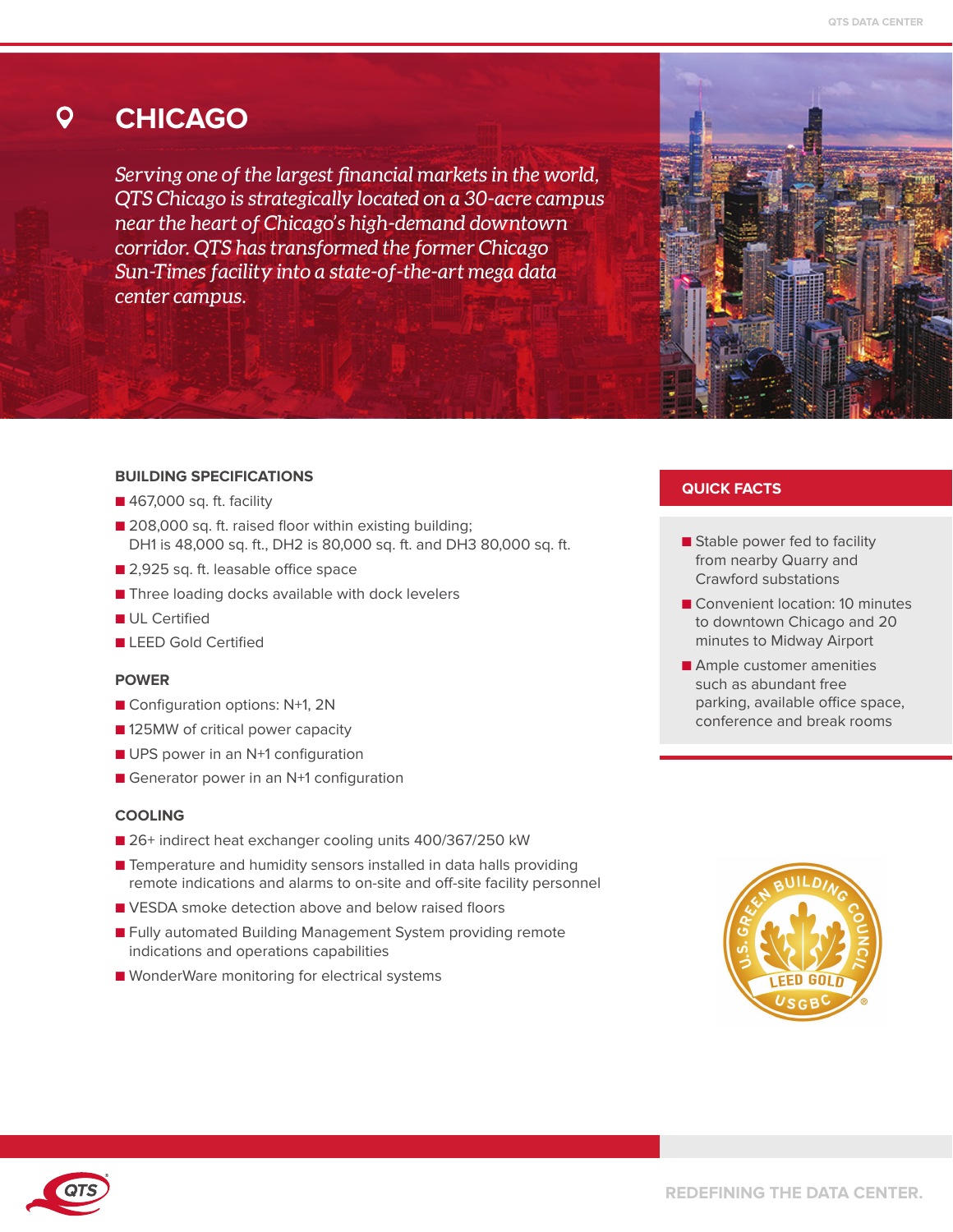# CHICAGO

*Serving one of the largest financial markets in the world, QTS Chicago is strategically located on a 30-acre campus near the heart of Chicago's high-demand downtown corridor. QTS has transformed the former Chicago Sun-Times facility into a state-of-the-art mega data center campus.*

## BUILDING SPECIFICATIONS

- 467,000 sq. ft. facility
- 208,000 sq. ft. raised floor within existing building; DH1 is 48,000 sq. ft., DH2 is 80,000 sq. ft. and DH3 80,000 sq. ft.
- 2,925 sq. ft. leasable office space
- Three loading docks available with dock levelers
- UL Certified
- LEED Gold Certified

## POWER

- Configuration options: N+1, 2N
- 125MW of critical power capacity
- UPS power in an N+1 configuration
- Generator power in an N+1 configuration

## COOLING

- 26+ indirect heat exchanger cooling units 400/367/250 kW
- Temperature and humidity sensors installed in data halls providing remote indications and alarms to on-site and off-site facility personnel
- VESDA smoke detection above and below raised floors
- Fully automated Building Management System providing remote indications and operations capabilities
- WonderWare monitoring for electrical systems

## QUICK FACTS

- Stable power fed to facility from nearby Quarry and Crawford substations
- Convenient location: 10 minutes to downtown Chicago and 20 minutes to Midway Airport
- Ample customer amenities such as abundant free parking, available office space, conference and break rooms

REDEFINING THE DATA CENTER.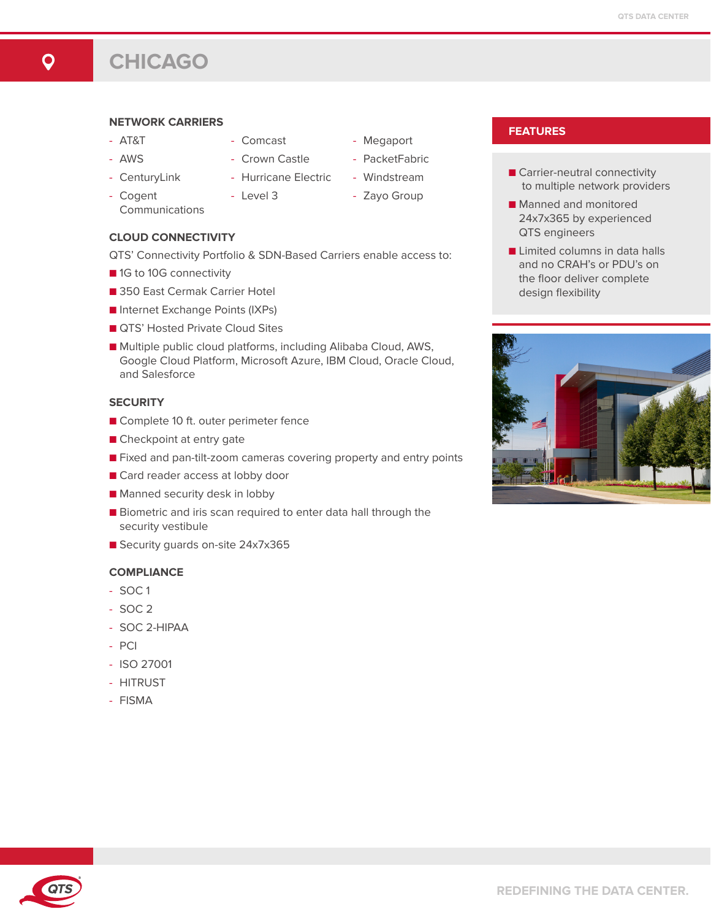# CHICAGO

## NETWORK CARRIERS

- AT&T
- AWS
- CenturyLink
- Cogent Communications
- Comcast
- Crown Castle
- Hurricane Electric
- Level 3
- Megaport
- PacketFabric
- Windstream
- Zayo Group

## CLOUD CONNECTIVITY

QTS' Connectivity Portfolio & SDN-Based Carriers enable access to:

- 1G to 10G connectivity
- 350 East Cermak Carrier Hotel
- Internet Exchange Points (IXPs)
- QTS' Hosted Private Cloud Sites
- Multiple public cloud platforms, including Alibaba Cloud, AWS, Google Cloud Platform, Microsoft Azure, IBM Cloud, Oracle Cloud, and Salesforce

## SECURITY

- Complete 10 ft. outer perimeter fence
- Checkpoint at entry gate
- Fixed and pan-tilt-zoom cameras covering property and entry points
- Card reader access at lobby door
- Manned security desk in lobby
- Biometric and iris scan required to enter data hall through the security vestibule
- Security guards on-site 24x7x365

## COMPLIANCE

- SOC 1
- SOC 2
- SOC 2-HIPAA
- PCI
- ISO 27001
- HITRUST
- FISMA

## FEATURES

- Carrier-neutral connectivity to multiple network providers
- Manned and monitored 24x7x365 by experienced QTS engineers
- Limited columns in data halls and no CRAH's or PDU's on the floor deliver complete design flexibility

REDEFINING THE DATA CENTER.